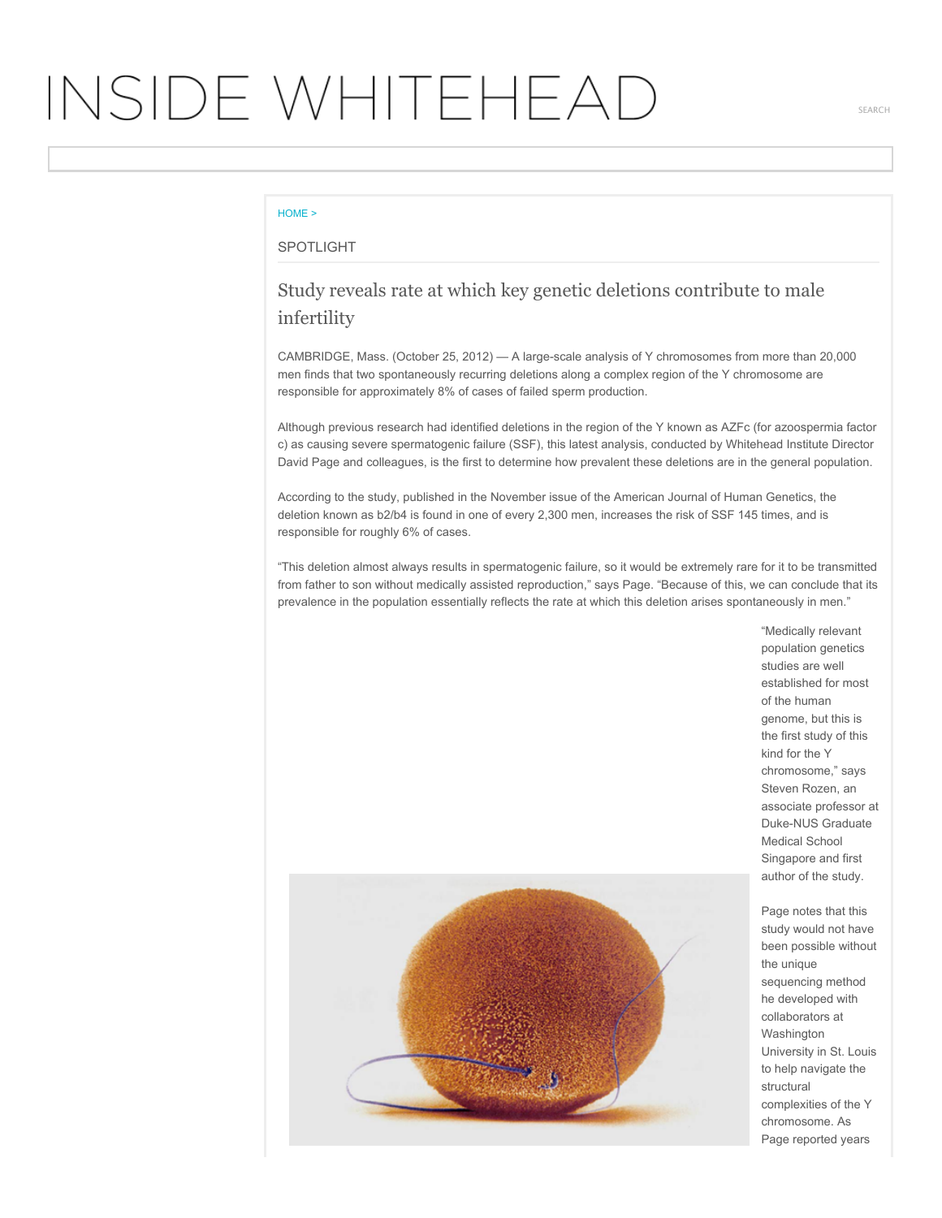# INSIDE WHITEHEAD

SEARCH

HOME >

SPOTLIGHT

## Study reveals rate at which key genetic deletions contribute to male infertility

CAMBRIDGE, Mass. (October 25, 2012) — A large-scale analysis of Y chromosomes from more than 20,000 men finds that two spontaneously recurring deletions along a complex region of the Y chromosome are responsible for approximately 8% of cases of failed sperm production.

Although previous research had identified deletions in the region of the Y known as AZFc (for azoospermia factor c) as causing severe spermatogenic failure (SSF), this latest analysis, conducted by Whitehead Institute Director David Page and colleagues, is the first to determine how prevalent these deletions are in the general population.

According to the study, published in the November issue of the American Journal of Human Genetics, the deletion known as b2/b4 is found in one of every 2,300 men, increases the risk of SSF 145 times, and is responsible for roughly 6% of cases.

"This deletion almost always results in spermatogenic failure, so it would be extremely rare for it to be transmitted from father to son without medically assisted reproduction," says Page. "Because of this, we can conclude that its prevalence in the population essentially reflects the rate at which this deletion arises spontaneously in men."

"Medically relevant population genetics studies are well established for most of the human genome, but this is the first study of this kind for the Y chromosome," says Steven Rozen, an associate professor at Duke-NUS Graduate Medical School Singapore and first author of the study.

Page notes that this study would not have been possible without the unique sequencing method he developed with collaborators at Washington University in St. Louis to help navigate the structural complexities of the Y chromosome. As Page reported years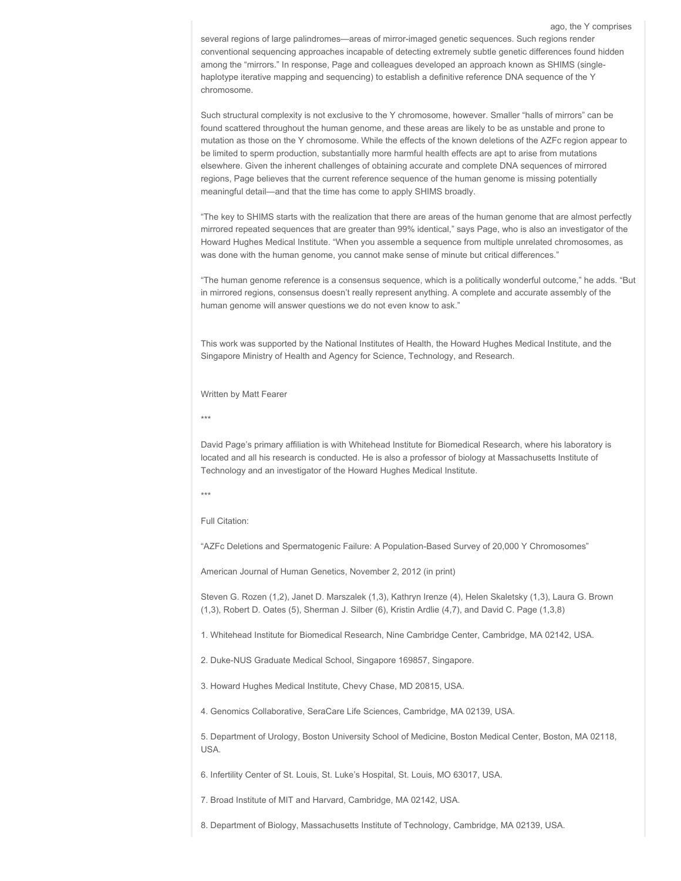ago, the Y comprises several regions of large palindromes—areas of mirror-imaged genetic sequences. Such regions render conventional sequencing approaches incapable of detecting extremely subtle genetic differences found hidden among the "mirrors." In response, Page and colleagues developed an approach known as SHIMS (single-haplotype iterative mapping and sequencing) to establish a definitive reference DNA sequence of the Y chromosome.

Such structural complexity is not exclusive to the Y chromosome, however. Smaller "halls of mirrors" can be found scattered throughout the human genome, and these areas are likely to be as unstable and prone to mutation as those on the Y chromosome. While the effects of the known deletions of the AZFc region appear to be limited to sperm production, substantially more harmful health effects are apt to arise from mutations elsewhere. Given the inherent challenges of obtaining accurate and complete DNA sequences of mirrored regions, Page believes that the current reference sequence of the human genome is missing potentially meaningful detail—and that the time has come to apply SHIMS broadly.

"The key to SHIMS starts with the realization that there are areas of the human genome that are almost perfectly mirrored repeated sequences that are greater than 99% identical," says Page, who is also an investigator of the Howard Hughes Medical Institute. "When you assemble a sequence from multiple unrelated chromosomes, as was done with the human genome, you cannot make sense of minute but critical differences."

"The human genome reference is a consensus sequence, which is a politically wonderful outcome," he adds. "But in mirrored regions, consensus doesn't really represent anything. A complete and accurate assembly of the human genome will answer questions we do not even know to ask."

This work was supported by the National Institutes of Health, the Howard Hughes Medical Institute, and the Singapore Ministry of Health and Agency for Science, Technology, and Research.

Written by Matt Fearer

***

David Page's primary affiliation is with Whitehead Institute for Biomedical Research, where his laboratory is located and all his research is conducted. He is also a professor of biology at Massachusetts Institute of Technology and an investigator of the Howard Hughes Medical Institute.

***

Full Citation:

"AZFc Deletions and Spermatogenic Failure: A Population-Based Survey of 20,000 Y Chromosomes"

American Journal of Human Genetics, November 2, 2012 (in print)

Steven G. Rozen (1,2), Janet D. Marszalek (1,3), Kathryn Irenze (4), Helen Skaletsky (1,3), Laura G. Brown (1,3), Robert D. Oates (5), Sherman J. Silber (6), Kristin Ardlie (4,7), and David C. Page (1,3,8)

1. Whitehead Institute for Biomedical Research, Nine Cambridge Center, Cambridge, MA 02142, USA.

2. Duke-NUS Graduate Medical School, Singapore 169857, Singapore.

3. Howard Hughes Medical Institute, Chevy Chase, MD 20815, USA.

4. Genomics Collaborative, SeraCare Life Sciences, Cambridge, MA 02139, USA.

5. Department of Urology, Boston University School of Medicine, Boston Medical Center, Boston, MA 02118, USA.

6. Infertility Center of St. Louis, St. Luke's Hospital, St. Louis, MO 63017, USA.

7. Broad Institute of MIT and Harvard, Cambridge, MA 02142, USA.

8. Department of Biology, Massachusetts Institute of Technology, Cambridge, MA 02139, USA.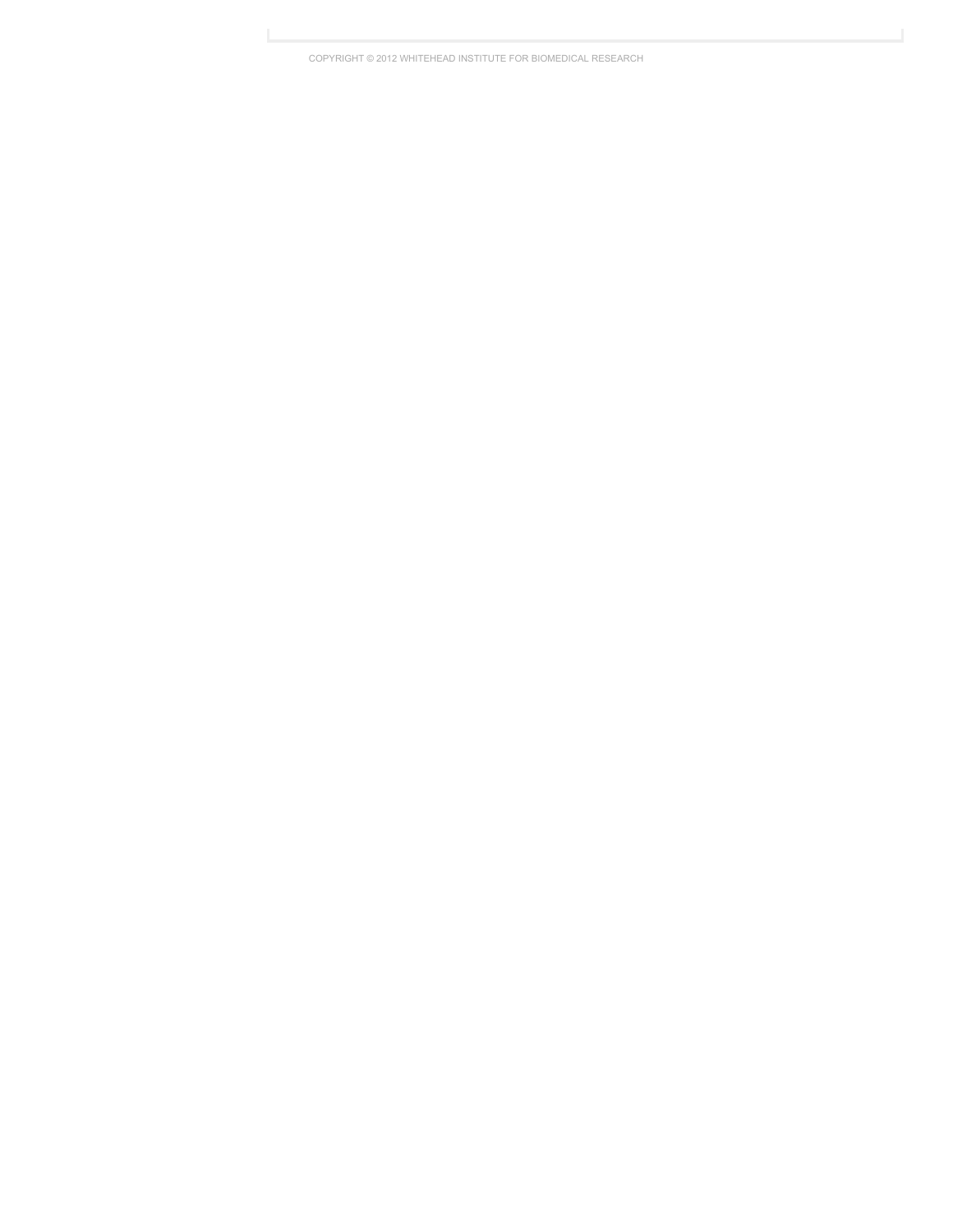COPYRIGHT © 2012 WHITEHEAD INSTITUTE FOR BIOMEDICAL RESEARCH